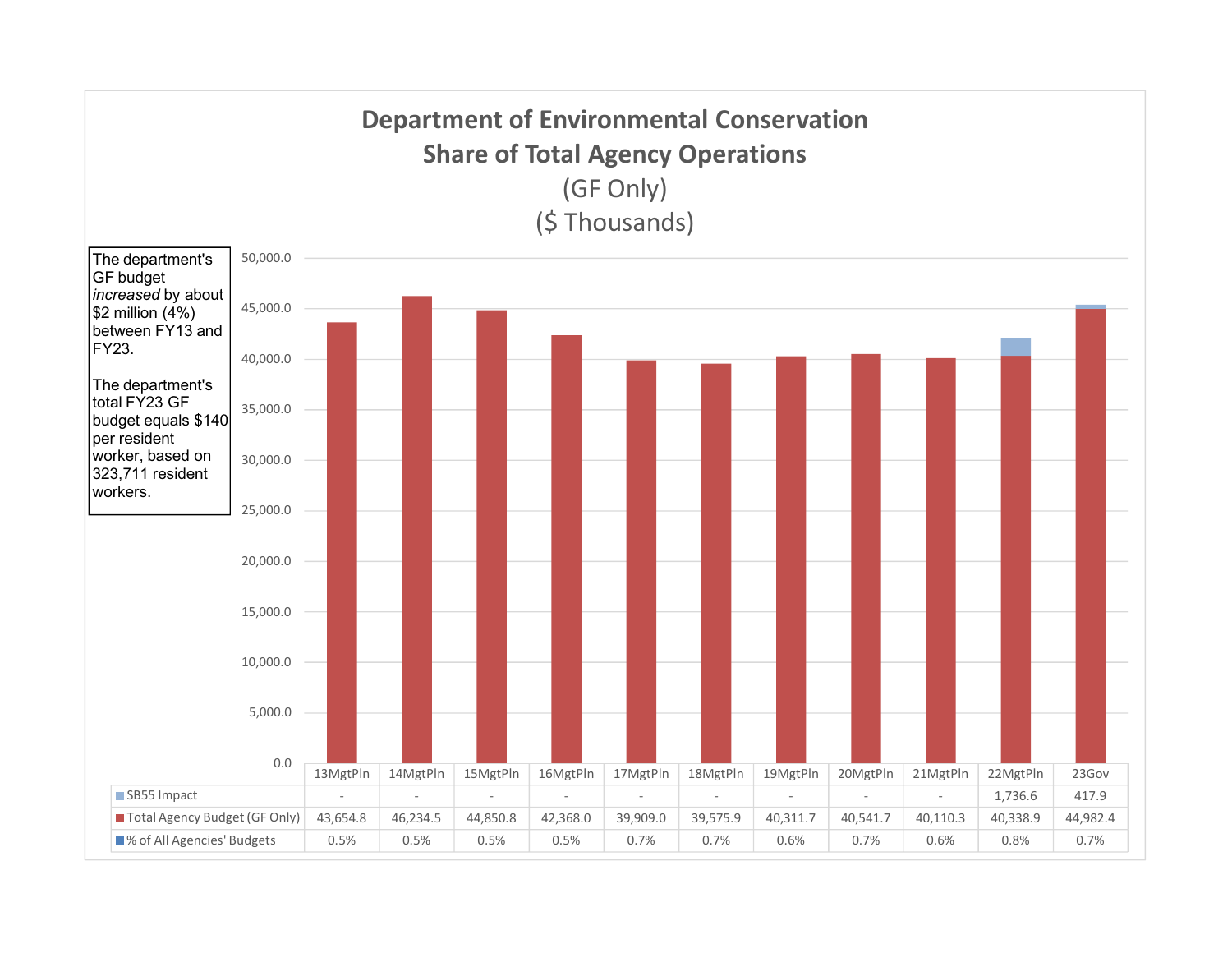# Department of Environmental Conservation
## Share of Total Agency Operations
(GF Only)
($ Thousands)

The department's GF budget *increased* by about $2 million (4%) between FY13 and FY23.

The department's total FY23 GF budget equals $140 per resident worker, based on 323,711 resident workers.

| | 13MgtPln | 14MgtPln | 15MgtPln | 16MgtPln | 17MgtPln | 18MgtPln | 19MgtPln | 20MgtPln | 21MgtPln | 22MgtPln | 23Gov |
|---|---|---|---|---|---|---|---|---|---|---|---|
| SB55 Impact | - | - | - | - | - | - | - | - | - | 1,736.6 | 417.9 |
| Total Agency Budget (GF Only) | 43,654.8 | 46,234.5 | 44,850.8 | 42,368.0 | 39,909.0 | 39,575.9 | 40,311.7 | 40,541.7 | 40,110.3 | 40,338.9 | 44,982.4 |
| % of All Agencies' Budgets | 0.5% | 0.5% | 0.5% | 0.5% | 0.7% | 0.7% | 0.6% | 0.7% | 0.6% | 0.8% | 0.7% |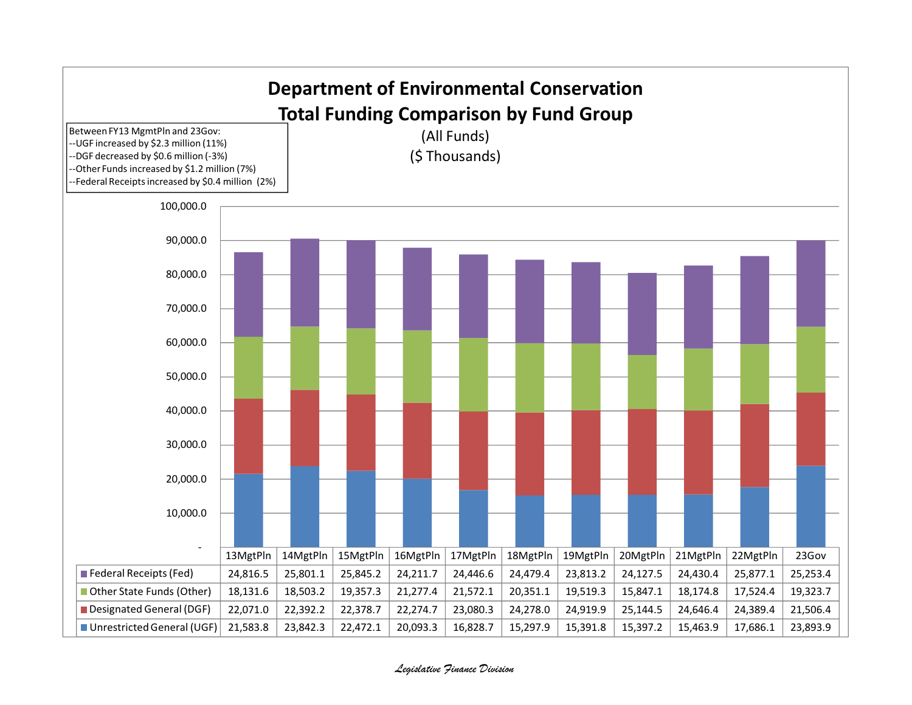# Department of Environmental Conservation
## Total Funding Comparison by Fund Group

(All Funds)
($ Thousands)

Between FY13 MgmtPln and 23Gov:
--UGF increased by $2.3 million (11%)
--DGF decreased by $0.6 million (-3%)
--Other Funds increased by $1.2 million (7%)
--Federal Receipts increased by $0.4 million (2%)

| | 13MgtPln | 14MgtPln | 15MgtPln | 16MgtPln | 17MgtPln | 18MgtPln | 19MgtPln | 20MgtPln | 21MgtPln | 22MgtPln | 23Gov |
|---|---|---|---|---|---|---|---|---|---|---|---|
| Federal Receipts (Fed) | 24,816.5 | 25,801.1 | 25,845.2 | 24,211.7 | 24,446.6 | 24,479.4 | 23,813.2 | 24,127.5 | 24,430.4 | 25,877.1 | 25,253.4 |
| Other State Funds (Other) | 18,131.6 | 18,503.2 | 19,357.3 | 21,277.4 | 21,572.1 | 20,351.1 | 19,519.3 | 15,847.1 | 18,174.8 | 17,524.4 | 19,323.7 |
| Designated General (DGF) | 22,071.0 | 22,392.2 | 22,378.7 | 22,274.7 | 23,080.3 | 24,278.0 | 24,919.9 | 25,144.5 | 24,646.4 | 24,389.4 | 21,506.4 |
| Unrestricted General (UGF) | 21,583.8 | 23,842.3 | 22,472.1 | 20,093.3 | 16,828.7 | 15,297.9 | 15,391.8 | 15,397.2 | 15,463.9 | 17,686.1 | 23,893.9 |

*Legislative Finance Division*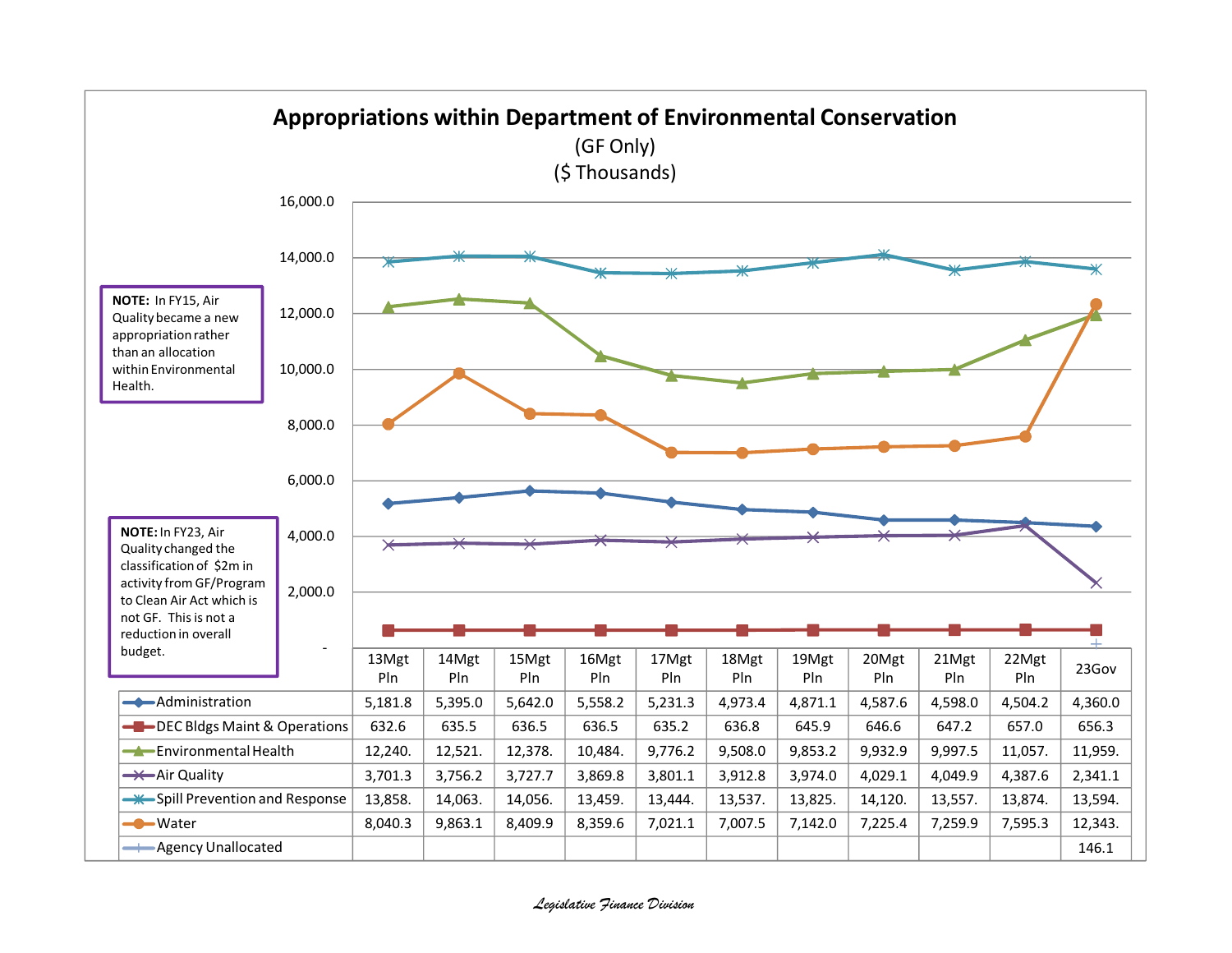# Appropriations within Department of Environmental Conservation

(GF Only)

($ Thousands)

**NOTE:** In FY15, Air Quality became a new appropriation rather than an allocation within Environmental Health.

**NOTE:** In FY23, Air Quality changed the classification of $2m in activity from GF/Program to Clean Air Act which is not GF. This is not a reduction in overall budget.

16,000.0
14,000.0
12,000.0
10,000.0
8,000.0
6,000.0
4,000.0
2,000.0
-

| | 13Mgt Pln | 14Mgt Pln | 15Mgt Pln | 16Mgt Pln | 17Mgt Pln | 18Mgt Pln | 19Mgt Pln | 20Mgt Pln | 21Mgt Pln | 22Mgt Pln | 23Gov |
|---|---|---|---|---|---|---|---|---|---|---|---|
| Administration | 5,181.8 | 5,395.0 | 5,642.0 | 5,558.2 | 5,231.3 | 4,973.4 | 4,871.1 | 4,587.6 | 4,598.0 | 4,504.2 | 4,360.0 |
| DEC Bldgs Maint & Operations | 632.6 | 635.5 | 636.5 | 636.5 | 635.2 | 636.8 | 645.9 | 646.6 | 647.2 | 657.0 | 656.3 |
| Environmental Health | 12,240. | 12,521. | 12,378. | 10,484. | 9,776.2 | 9,508.0 | 9,853.2 | 9,932.9 | 9,997.5 | 11,057. | 11,959. |
| Air Quality | 3,701.3 | 3,756.2 | 3,727.7 | 3,869.8 | 3,801.1 | 3,912.8 | 3,974.0 | 4,029.1 | 4,049.9 | 4,387.6 | 2,341.1 |
| Spill Prevention and Response | 13,858. | 14,063. | 14,056. | 13,459. | 13,444. | 13,537. | 13,825. | 14,120. | 13,557. | 13,874. | 13,594. |
| Water | 8,040.3 | 9,863.1 | 8,409.9 | 8,359.6 | 7,021.1 | 7,007.5 | 7,142.0 | 7,225.4 | 7,259.9 | 7,595.3 | 12,343. |
| Agency Unallocated | | | | | | | | | | | 146.1 |

*Legislative Finance Division*